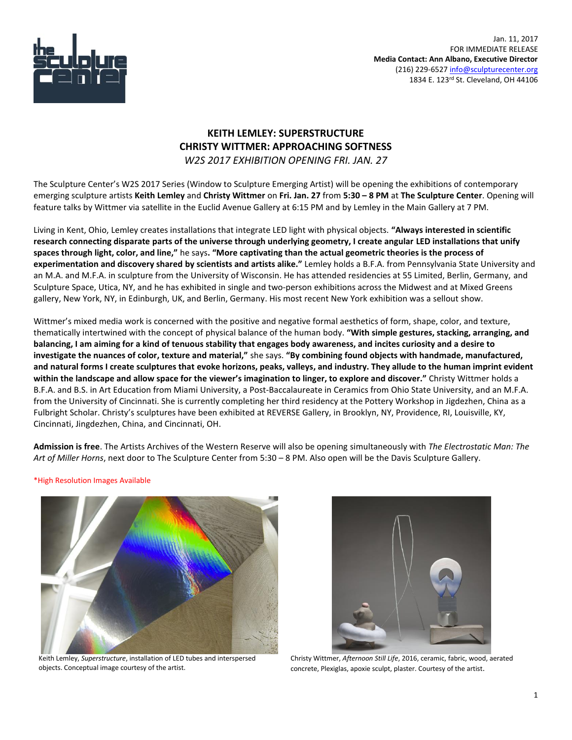Jan. 11, 2017
FOR IMMEDIATE RELEASE
**Media Contact: Ann Albano, Executive Director**
(216) 229-6527 info@sculpturecenter.org
1834 E. 123rd St. Cleveland, OH 44106

# KEITH LEMLEY: SUPERSTRUCTURE
# CHRISTY WITTMER: APPROACHING SOFTNESS
*W2S 2017 EXHIBITION OPENING FRI. JAN. 27*

The Sculpture Center's W2S 2017 Series (Window to Sculpture Emerging Artist) will be opening the exhibitions of contemporary emerging sculpture artists **Keith Lemley** and **Christy Wittmer** on **Fri. Jan. 27** from **5:30 – 8 PM** at **The Sculpture Center**. Opening will feature talks by Wittmer via satellite in the Euclid Avenue Gallery at 6:15 PM and by Lemley in the Main Gallery at 7 PM.

Living in Kent, Ohio, Lemley creates installations that integrate LED light with physical objects. **"Always interested in scientific research connecting disparate parts of the universe through underlying geometry, I create angular LED installations that unify spaces through light, color, and line,"** he says**. "More captivating than the actual geometric theories is the process of experimentation and discovery shared by scientists and artists alike."** Lemley holds a B.F.A. from Pennsylvania State University and an M.A. and M.F.A. in sculpture from the University of Wisconsin. He has attended residencies at 55 Limited, Berlin, Germany, and Sculpture Space, Utica, NY, and he has exhibited in single and two-person exhibitions across the Midwest and at Mixed Greens gallery, New York, NY, in Edinburgh, UK, and Berlin, Germany. His most recent New York exhibition was a sellout show.

Wittmer's mixed media work is concerned with the positive and negative formal aesthetics of form, shape, color, and texture, thematically intertwined with the concept of physical balance of the human body. **"With simple gestures, stacking, arranging, and balancing, I am aiming for a kind of tenuous stability that engages body awareness, and incites curiosity and a desire to investigate the nuances of color, texture and material,"** she says. **"By combining found objects with handmade, manufactured, and natural forms I create sculptures that evoke horizons, peaks, valleys, and industry. They allude to the human imprint evident within the landscape and allow space for the viewer's imagination to linger, to explore and discover."** Christy Wittmer holds a B.F.A. and B.S. in Art Education from Miami University, a Post-Baccalaureate in Ceramics from Ohio State University, and an M.F.A. from the University of Cincinnati. She is currently completing her third residency at the Pottery Workshop in Jigdezhen, China as a Fulbright Scholar. Christy's sculptures have been exhibited at REVERSE Gallery, in Brooklyn, NY, Providence, RI, Louisville, KY, Cincinnati, Jingdezhen, China, and Cincinnati, OH.

**Admission is free**. The Artists Archives of the Western Reserve will also be opening simultaneously with *The Electrostatic Man: The Art of Miller Horns*, next door to The Sculpture Center from 5:30 – 8 PM. Also open will be the Davis Sculpture Gallery.

*High Resolution Images Available

Keith Lemley, *Superstructure*, installation of LED tubes and interspersed objects. Conceptual image courtesy of the artist.

Christy Wittmer, *Afternoon Still Life*, 2016, ceramic, fabric, wood, aerated concrete, Plexiglas, apoxie sculpt, plaster. Courtesy of the artist.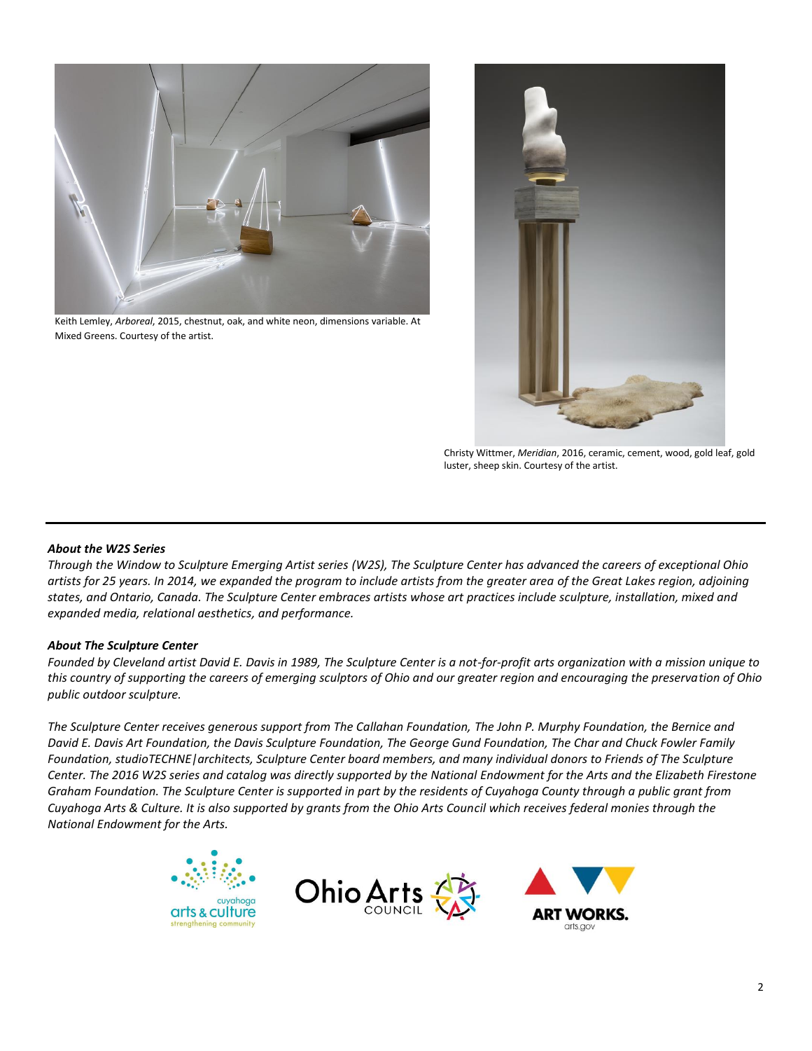Keith Lemley, *Arboreal*, 2015, chestnut, oak, and white neon, dimensions variable. At Mixed Greens. Courtesy of the artist.

Christy Wittmer, *Meridian*, 2016, ceramic, cement, wood, gold leaf, gold luster, sheep skin. Courtesy of the artist.

---

***About the W2S Series***

*Through the Window to Sculpture Emerging Artist series (W2S), The Sculpture Center has advanced the careers of exceptional Ohio artists for 25 years. In 2014, we expanded the program to include artists from the greater area of the Great Lakes region, adjoining states, and Ontario, Canada. The Sculpture Center embraces artists whose art practices include sculpture, installation, mixed and expanded media, relational aesthetics, and performance.*

***About The Sculpture Center***

*Founded by Cleveland artist David E. Davis in 1989, The Sculpture Center is a not-for-profit arts organization with a mission unique to this country of supporting the careers of emerging sculptors of Ohio and our greater region and encouraging the preservation of Ohio public outdoor sculpture.*

*The Sculpture Center receives generous support from The Callahan Foundation, The John P. Murphy Foundation, the Bernice and David E. Davis Art Foundation, the Davis Sculpture Foundation, The George Gund Foundation, The Char and Chuck Fowler Family Foundation, studioTECHNE|architects, Sculpture Center board members, and many individual donors to Friends of The Sculpture Center. The 2016 W2S series and catalog was directly supported by the National Endowment for the Arts and the Elizabeth Firestone Graham Foundation. The Sculpture Center is supported in part by the residents of Cuyahoga County through a public grant from Cuyahoga Arts & Culture. It is also supported by grants from the Ohio Arts Council which receives federal monies through the National Endowment for the Arts.*

cuyahoga arts & culture strengthening community

Ohio Arts Council

ART WORKS. arts.gov